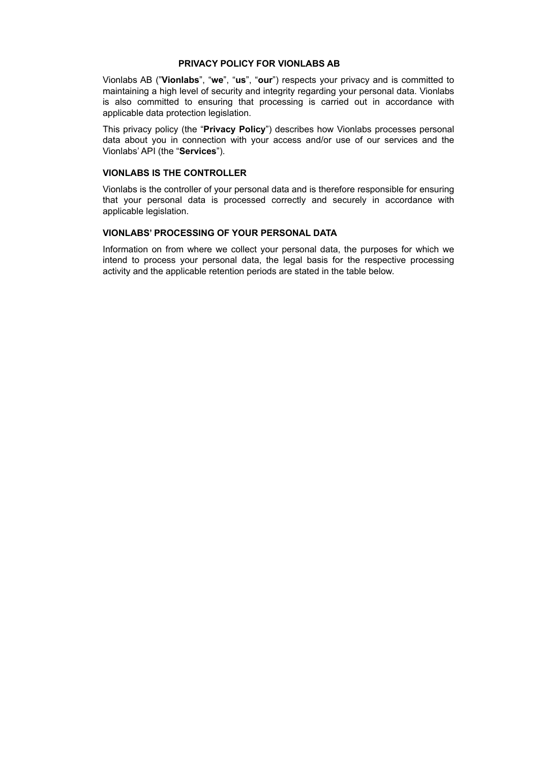# PRIVACY POLICY FOR VIONLABS AB

Vionlabs AB (”**Vionlabs**”, “**we**”, “**us**”, “**our**”) respects your privacy and is committed to maintaining a high level of security and integrity regarding your personal data. Vionlabs is also committed to ensuring that processing is carried out in accordance with applicable data protection legislation.

This privacy policy (the “**Privacy Policy**”) describes how Vionlabs processes personal data about you in connection with your access and/or use of our services and the Vionlabs’ API (the “**Services**”).

## VIONLABS IS THE CONTROLLER

Vionlabs is the controller of your personal data and is therefore responsible for ensuring that your personal data is processed correctly and securely in accordance with applicable legislation.

## VIONLABS’ PROCESSING OF YOUR PERSONAL DATA

Information on from where we collect your personal data, the purposes for which we intend to process your personal data, the legal basis for the respective processing activity and the applicable retention periods are stated in the table below.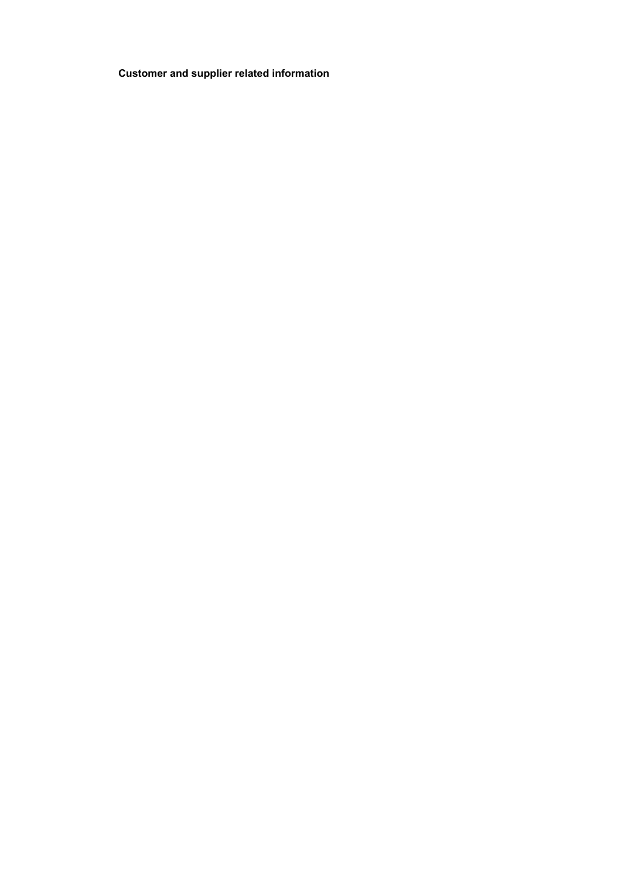**Customer and supplier related information**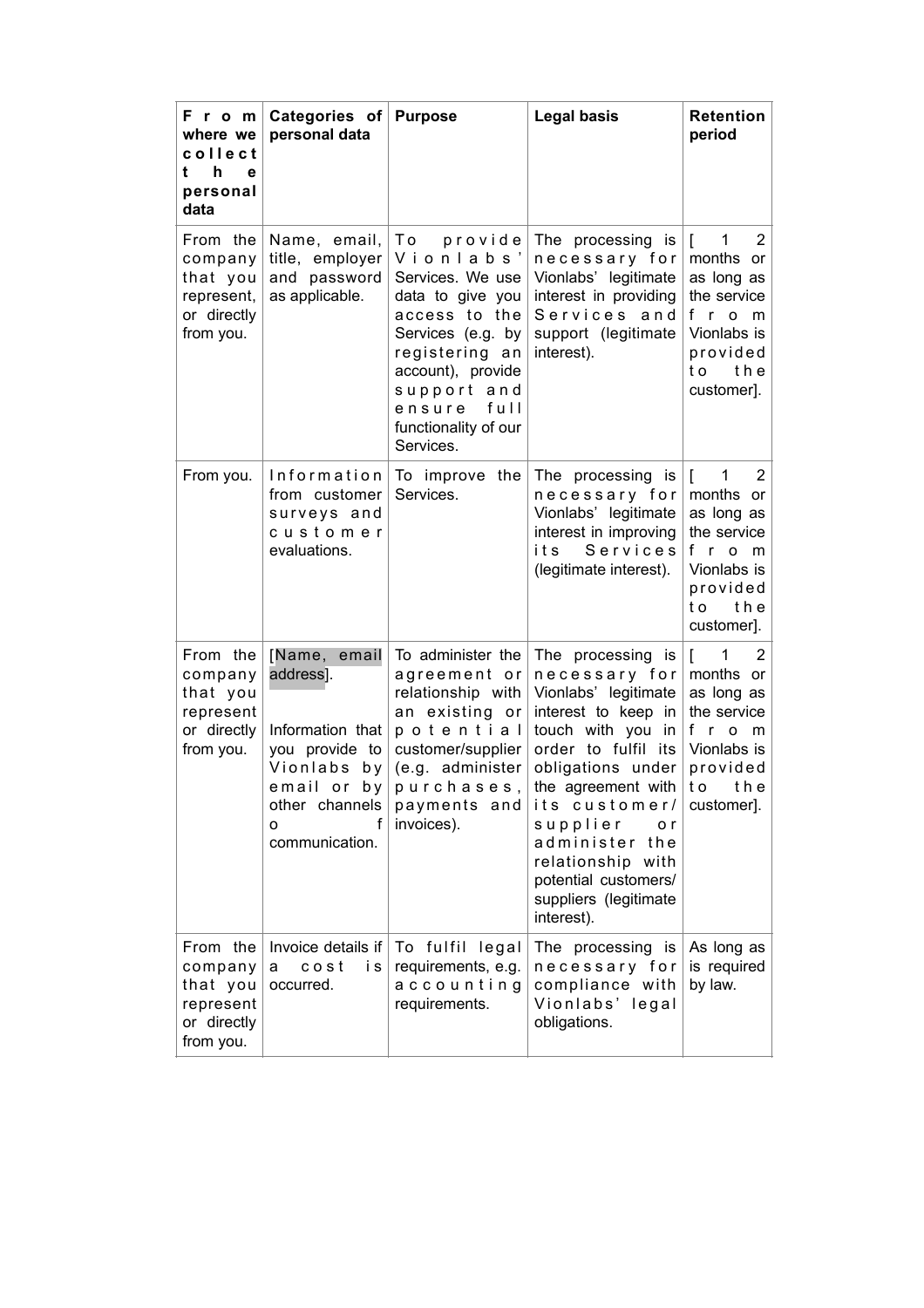| From where we collect the personal data | Categories of personal data | Purpose | Legal basis | Retention period |
|---|---|---|---|---|
| From the company that you represent, or directly from you. | Name, email, title, employer and password as applicable. | To provide Vionlabs' Services. We use data to give you access to the Services (e.g. by registering an account), provide support and ensure full functionality of our Services. | The processing is necessary for Vionlabs' legitimate interest in providing Services and support (legitimate interest). | [ 12 months or as long as the service from Vionlabs is provided to the customer]. |
| From you. | Information from customer surveys and customer evaluations. | To improve the Services. | The processing is necessary for Vionlabs' legitimate interest in improving its Services (legitimate interest). | [ 12 months or as long as the service from Vionlabs is provided to the customer]. |
| From the company that you represent or directly from you. | [Name, email address].<br><br>Information that you provide to Vionlabs by email or by other channels of communication. | To administer the agreement or relationship with an existing or potential customer/supplier (e.g. administer purchases, payments and invoices). | The processing is necessary for Vionlabs' legitimate interest to keep in touch with you in order to fulfil its obligations under the agreement with its customer/supplier or administer the relationship with potential customers/suppliers (legitimate interest). | [ 12 months or as long as the service from Vionlabs is provided to the customer]. |
| From the company that you represent or directly from you. | Invoice details if a cost is occurred. | To fulfil legal requirements, e.g. accounting requirements. | The processing is necessary for compliance with Vionlabs' legal obligations. | As long as is required by law. |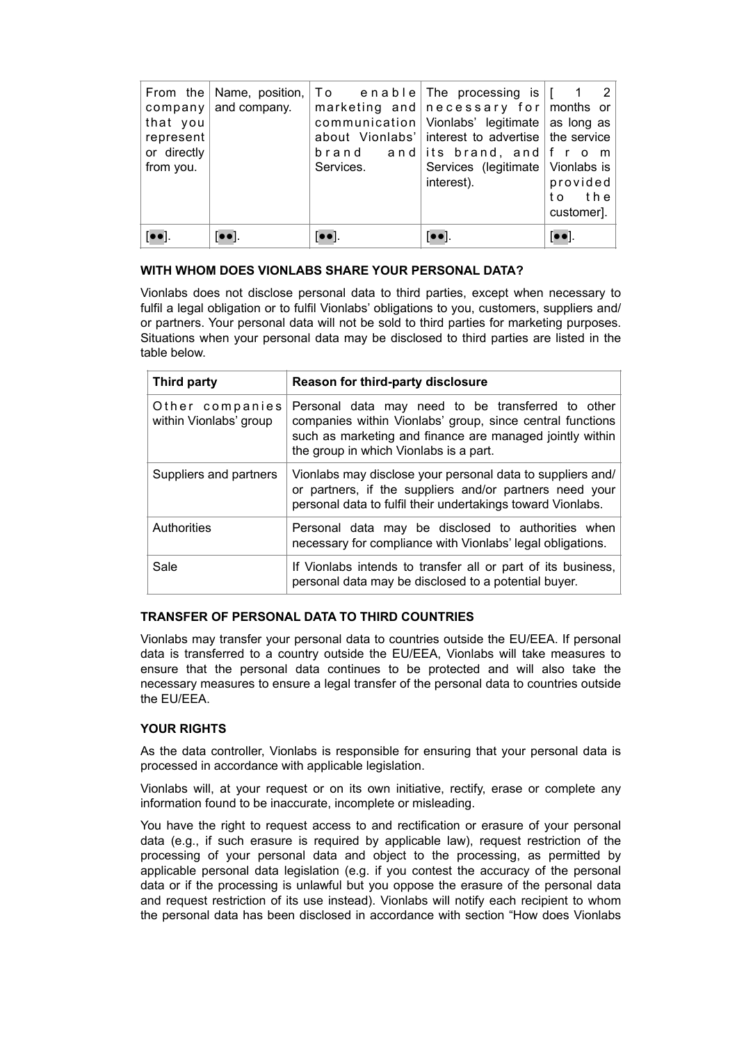| From the company that you represent or directly from you. | Name, position, and company. | To enable marketing and communication about Vionlabs' brand and Services. | The processing is necessary for Vionlabs' legitimate interest to advertise its brand, and Services (legitimate interest). | [ 12 months or as long as the service from Vionlabs is provided to the customer]. |
|---|---|---|---|---|
| [●●]. | [●●]. | [●●]. | [●●]. | [●●]. |

**WITH WHOM DOES VIONLABS SHARE YOUR PERSONAL DATA?**

Vionlabs does not disclose personal data to third parties, except when necessary to fulfil a legal obligation or to fulfil Vionlabs' obligations to you, customers, suppliers and/or partners. Your personal data will not be sold to third parties for marketing purposes. Situations when your personal data may be disclosed to third parties are listed in the table below.

| Third party | Reason for third-party disclosure |
|---|---|
| Other companies within Vionlabs' group | Personal data may need to be transferred to other companies within Vionlabs' group, since central functions such as marketing and finance are managed jointly within the group in which Vionlabs is a part. |
| Suppliers and partners | Vionlabs may disclose your personal data to suppliers and/or partners, if the suppliers and/or partners need your personal data to fulfil their undertakings toward Vionlabs. |
| Authorities | Personal data may be disclosed to authorities when necessary for compliance with Vionlabs' legal obligations. |
| Sale | If Vionlabs intends to transfer all or part of its business, personal data may be disclosed to a potential buyer. |

**TRANSFER OF PERSONAL DATA TO THIRD COUNTRIES**

Vionlabs may transfer your personal data to countries outside the EU/EEA. If personal data is transferred to a country outside the EU/EEA, Vionlabs will take measures to ensure that the personal data continues to be protected and will also take the necessary measures to ensure a legal transfer of the personal data to countries outside the EU/EEA.

**YOUR RIGHTS**

As the data controller, Vionlabs is responsible for ensuring that your personal data is processed in accordance with applicable legislation.

Vionlabs will, at your request or on its own initiative, rectify, erase or complete any information found to be inaccurate, incomplete or misleading.

You have the right to request access to and rectification or erasure of your personal data (e.g., if such erasure is required by applicable law), request restriction of the processing of your personal data and object to the processing, as permitted by applicable personal data legislation (e.g. if you contest the accuracy of the personal data or if the processing is unlawful but you oppose the erasure of the personal data and request restriction of its use instead). Vionlabs will notify each recipient to whom the personal data has been disclosed in accordance with section "How does Vionlabs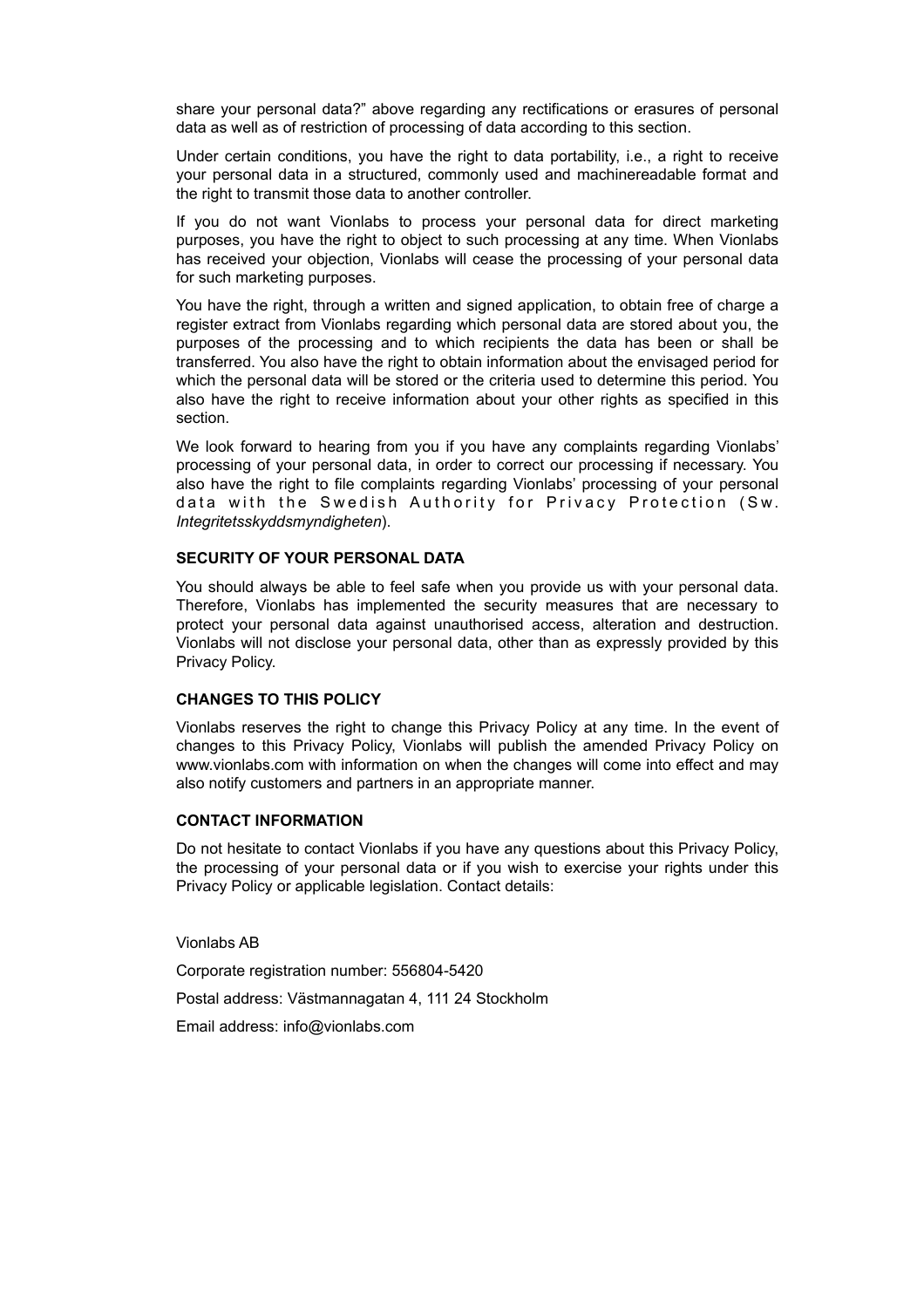share your personal data?" above regarding any rectifications or erasures of personal data as well as of restriction of processing of data according to this section.

Under certain conditions, you have the right to data portability, i.e., a right to receive your personal data in a structured, commonly used and machinereadable format and the right to transmit those data to another controller.

If you do not want Vionlabs to process your personal data for direct marketing purposes, you have the right to object to such processing at any time. When Vionlabs has received your objection, Vionlabs will cease the processing of your personal data for such marketing purposes.

You have the right, through a written and signed application, to obtain free of charge a register extract from Vionlabs regarding which personal data are stored about you, the purposes of the processing and to which recipients the data has been or shall be transferred. You also have the right to obtain information about the envisaged period for which the personal data will be stored or the criteria used to determine this period. You also have the right to receive information about your other rights as specified in this section.

We look forward to hearing from you if you have any complaints regarding Vionlabs' processing of your personal data, in order to correct our processing if necessary. You also have the right to file complaints regarding Vionlabs' processing of your personal data with the Swedish Authority for Privacy Protection (Sw. *Integritetsskyddsmyndigheten*).

**SECURITY OF YOUR PERSONAL DATA**

You should always be able to feel safe when you provide us with your personal data. Therefore, Vionlabs has implemented the security measures that are necessary to protect your personal data against unauthorised access, alteration and destruction. Vionlabs will not disclose your personal data, other than as expressly provided by this Privacy Policy.

**CHANGES TO THIS POLICY**

Vionlabs reserves the right to change this Privacy Policy at any time. In the event of changes to this Privacy Policy, Vionlabs will publish the amended Privacy Policy on www.vionlabs.com with information on when the changes will come into effect and may also notify customers and partners in an appropriate manner.

**CONTACT INFORMATION**

Do not hesitate to contact Vionlabs if you have any questions about this Privacy Policy, the processing of your personal data or if you wish to exercise your rights under this Privacy Policy or applicable legislation. Contact details:

Vionlabs AB

Corporate registration number: 556804-5420

Postal address: Västmannagatan 4, 111 24 Stockholm

Email address: info@vionlabs.com